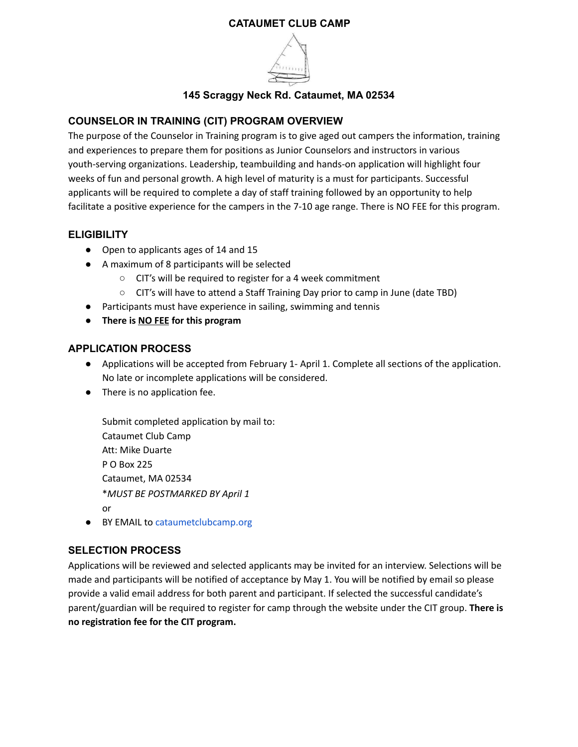# CATAUMET CLUB CAMP

### 145 Scraggy Neck Rd. Cataumet, MA 02534

## COUNSELOR IN TRAINING (CIT) PROGRAM OVERVIEW

The purpose of the Counselor in Training program is to give aged out campers the information, training and experiences to prepare them for positions as Junior Counselors and instructors in various youth-serving organizations. Leadership, teambuilding and hands-on application will highlight four weeks of fun and personal growth. A high level of maturity is a must for participants. Successful applicants will be required to complete a day of staff training followed by an opportunity to help facilitate a positive experience for the campers in the 7-10 age range. There is NO FEE for this program.

## ELIGIBILITY

- Open to applicants ages of 14 and 15
- A maximum of 8 participants will be selected
  - CIT's will be required to register for a 4 week commitment
  - CIT's will have to attend a Staff Training Day prior to camp in June (date TBD)
- Participants must have experience in sailing, swimming and tennis
- **There is NO FEE for this program**

## APPLICATION PROCESS

- Applications will be accepted from February 1- April 1. Complete all sections of the application. No late or incomplete applications will be considered.
- There is no application fee.

  Submit completed application by mail to:
  Cataumet Club Camp
  Att: Mike Duarte
  P O Box 225
  Cataumet, MA 02534
  **MUST BE POSTMARKED BY April 1*
  or
- BY EMAIL to cataumetclubcamp.org

## SELECTION PROCESS

Applications will be reviewed and selected applicants may be invited for an interview. Selections will be made and participants will be notified of acceptance by May 1. You will be notified by email so please provide a valid email address for both parent and participant. If selected the successful candidate's parent/guardian will be required to register for camp through the website under the CIT group. **There is no registration fee for the CIT program.**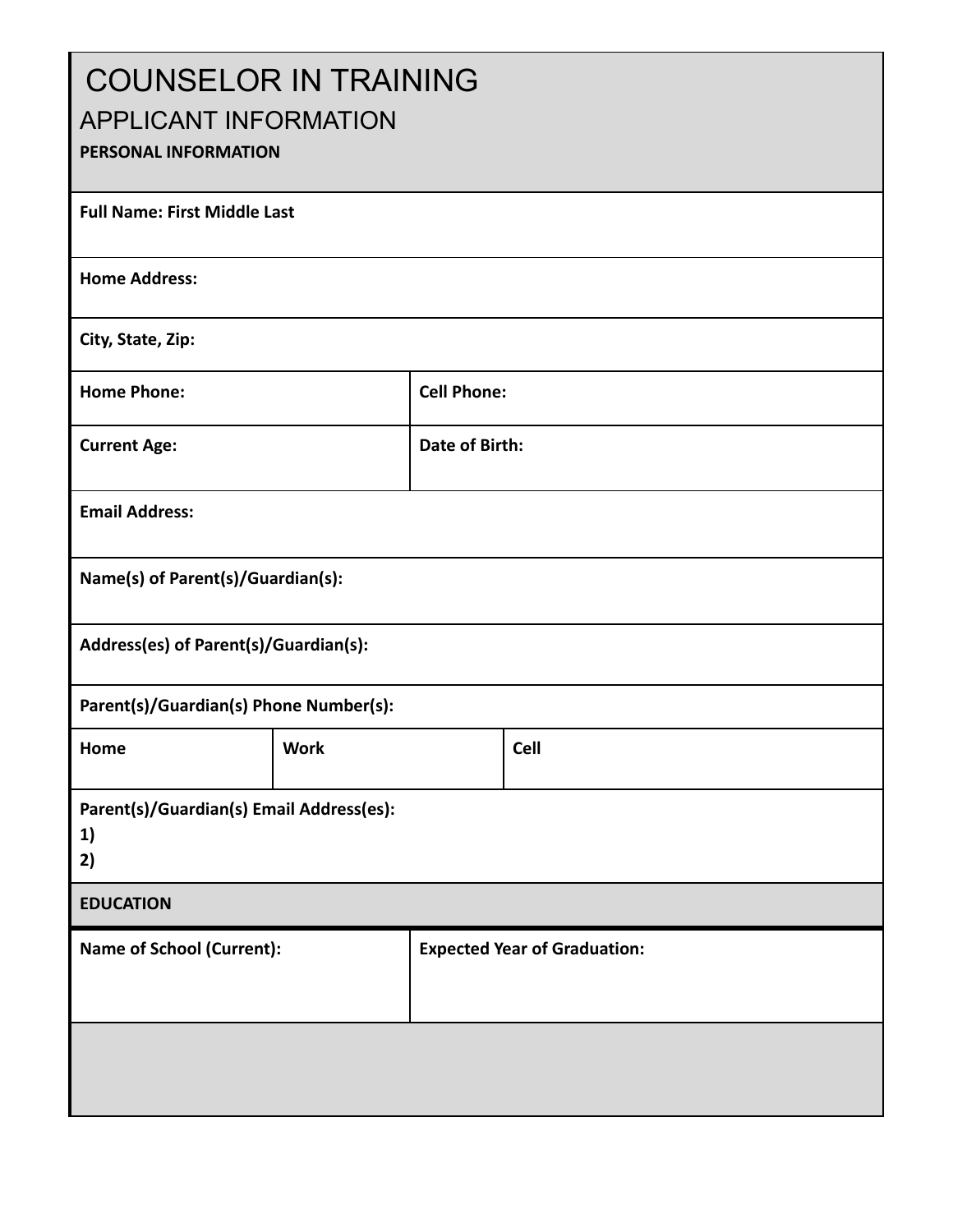# COUNSELOR IN TRAINING

## APPLICANT INFORMATION

**PERSONAL INFORMATION**

**Full Name: First Middle Last**

**Home Address:**

**City, State, Zip:**

| **Home Phone:** | **Cell Phone:** |
| --- | --- |
| **Current Age:** | **Date of Birth:** |

**Email Address:**

**Name(s) of Parent(s)/Guardian(s):**

**Address(es) of Parent(s)/Guardian(s):**

**Parent(s)/Guardian(s) Phone Number(s):**

| **Home** | **Work** | **Cell** |
| --- | --- | --- |

**Parent(s)/Guardian(s) Email Address(es):**
**1)**
**2)**

**EDUCATION**

| **Name of School (Current):** | **Expected Year of Graduation:** |
| --- | --- |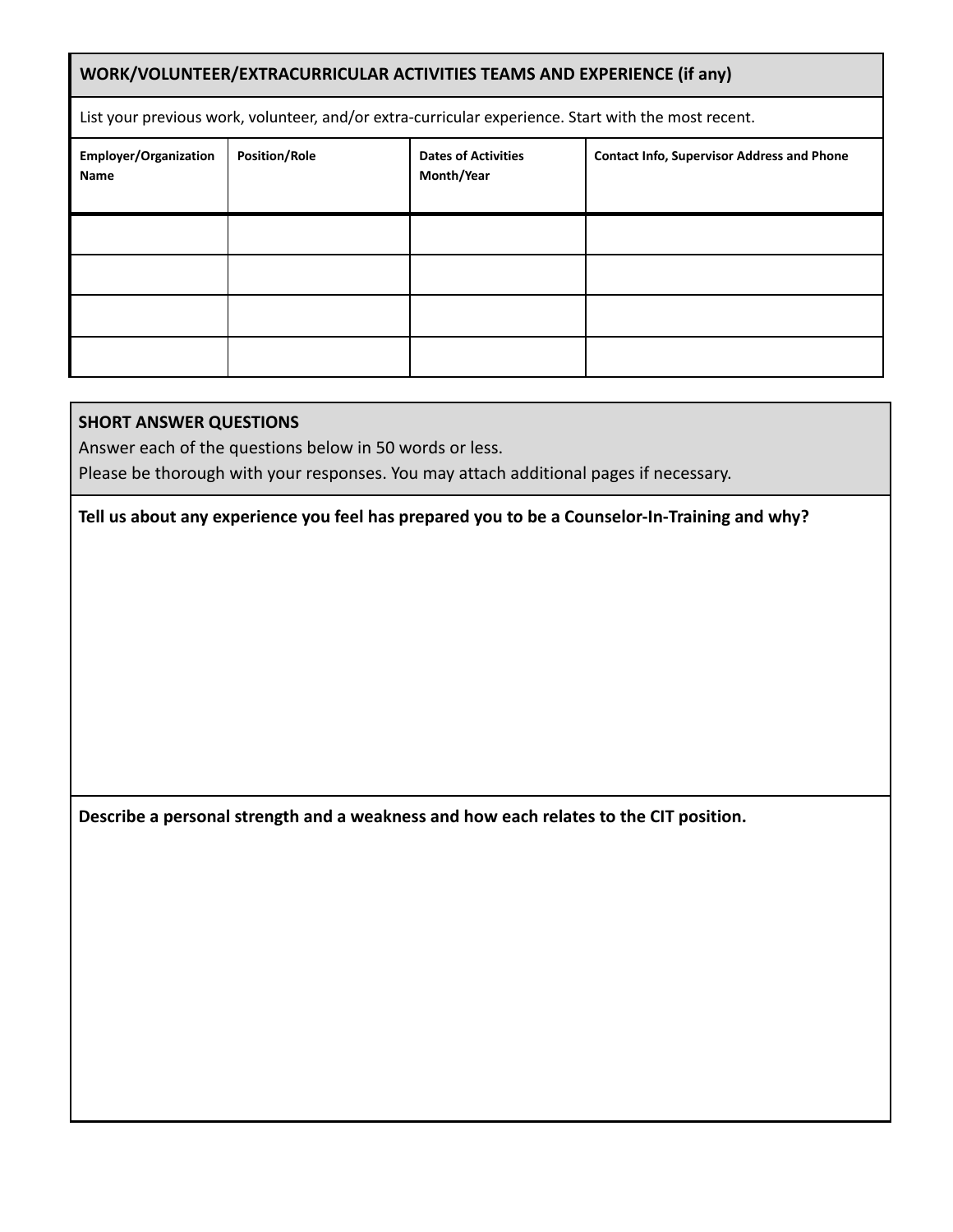## WORK/VOLUNTEER/EXTRACURRICULAR ACTIVITIES TEAMS AND EXPERIENCE (if any)

List your previous work, volunteer, and/or extra-curricular experience. Start with the most recent.

| Employer/Organization Name | Position/Role | Dates of Activities Month/Year | Contact Info, Supervisor Address and Phone |
|---|---|---|---|
| | | | |
| | | | |
| | | | |
| | | | |

## SHORT ANSWER QUESTIONS

Answer each of the questions below in 50 words or less.
Please be thorough with your responses. You may attach additional pages if necessary.

**Tell us about any experience you feel has prepared you to be a Counselor-In-Training and why?**

**Describe a personal strength and a weakness and how each relates to the CIT position.**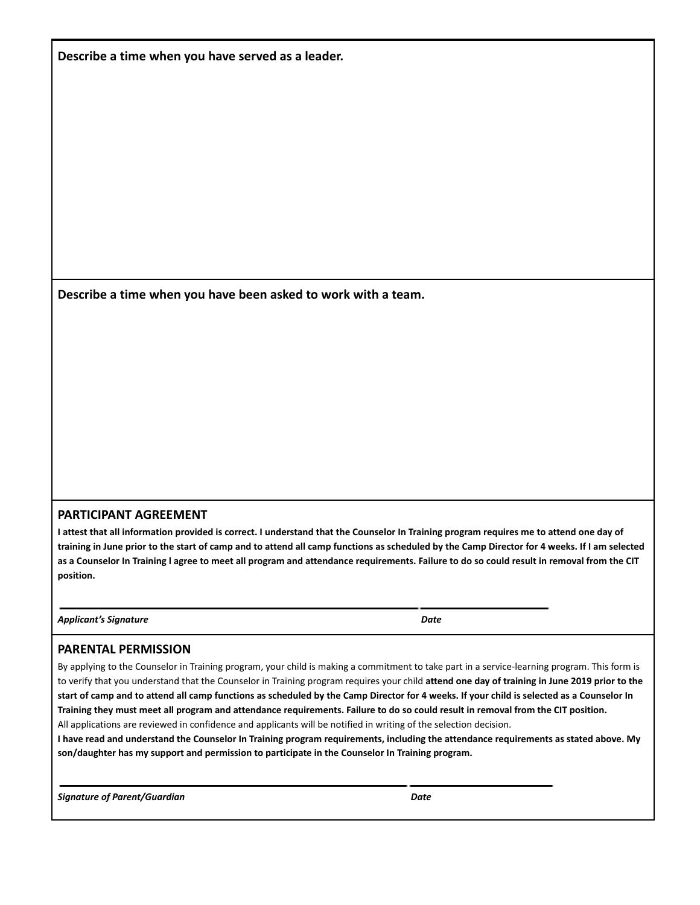**Describe a time when you have served as a leader.**

**Describe a time when you have been asked to work with a team.**

## PARTICIPANT AGREEMENT

**I attest that all information provided is correct. I understand that the Counselor In Training program requires me to attend one day of training in June prior to the start of camp and to attend all camp functions as scheduled by the Camp Director for 4 weeks. If I am selected as a Counselor In Training l agree to meet all program and attendance requirements. Failure to do so could result in removal from the CIT position.**

___________________________________________ _______________

***Applicant's Signature*** ***Date***

## PARENTAL PERMISSION

By applying to the Counselor in Training program, your child is making a commitment to take part in a service-learning program. This form is to verify that you understand that the Counselor in Training program requires your child **attend one day of training in June 2019 prior to the start of camp and to attend all camp functions as scheduled by the Camp Director for 4 weeks. If your child is selected as a Counselor In Training they must meet all program and attendance requirements. Failure to do so could result in removal from the CIT position.**
All applications are reviewed in confidence and applicants will be notified in writing of the selection decision.
**I have read and understand the Counselor In Training program requirements, including the attendance requirements as stated above. My son/daughter has my support and permission to participate in the Counselor In Training program.**

___________________________________________ _______________

***Signature of Parent/Guardian*** ***Date***